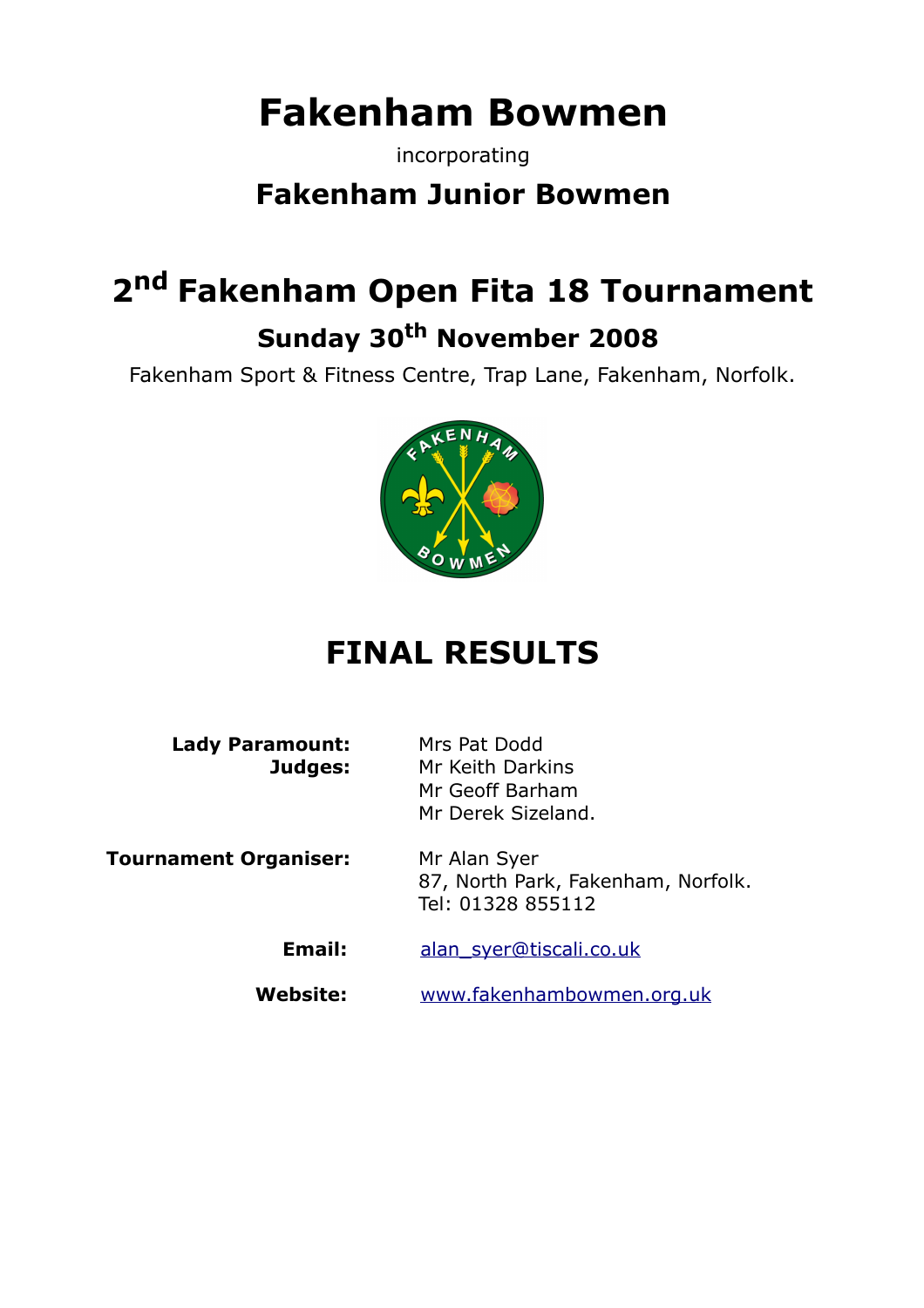# Fakenham Bowmen

incorporating

## Fakenham Junior Bowmen

# 2nd Fakenham Open Fita 18 Tournament

## Sunday 30th November 2008

Fakenham Sport & Fitness Centre, Trap Lane, Fakenham, Norfolk.

# FINAL RESULTS

**Lady Paramount:** Mrs Pat Dodd

**Judges:** Mr Keith Darkins
Mr Geoff Barham
Mr Derek Sizeland.

**Tournament Organiser:** Mr Alan Syer
87, North Park, Fakenham, Norfolk.
Tel: 01328 855112

**Email:** alan_syer@tiscali.co.uk

**Website:** www.fakenhambowmen.org.uk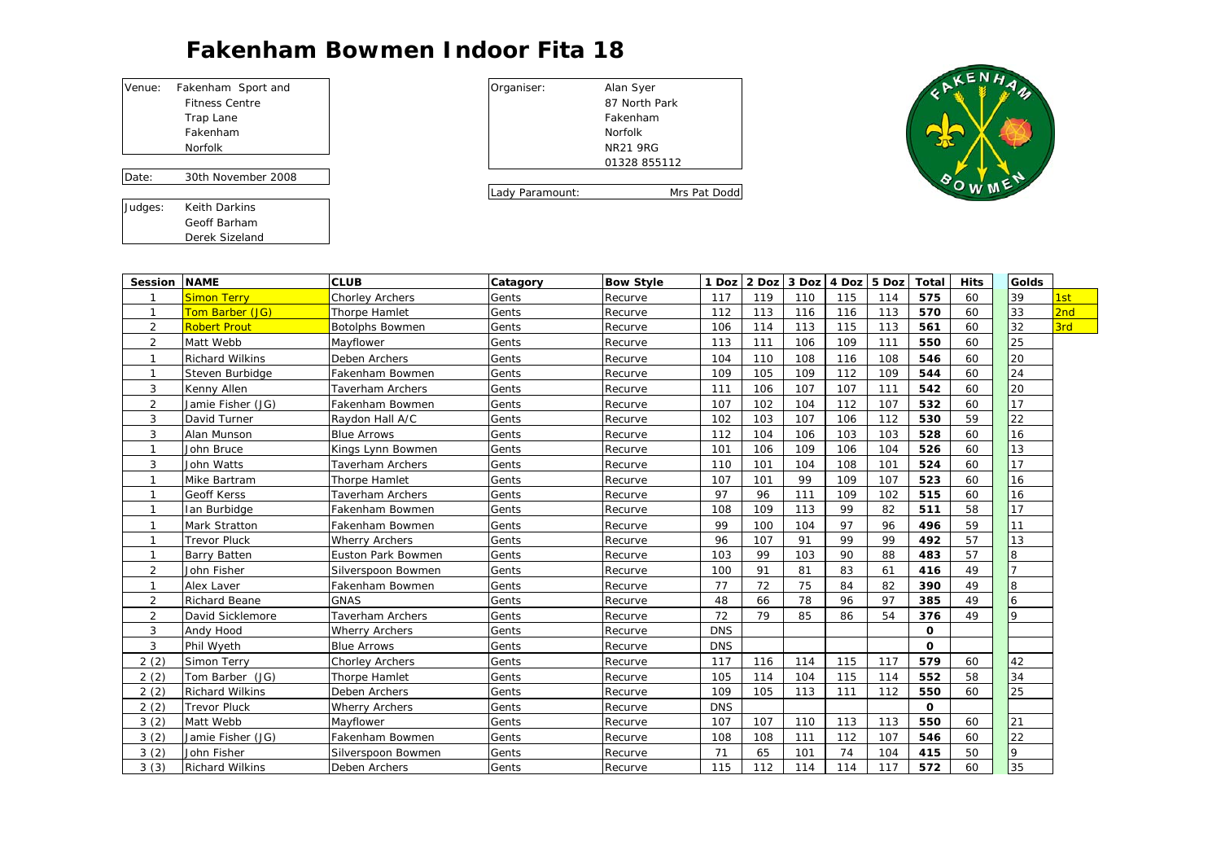# Fakenham Bowmen Indoor Fita 18

| Venue: | Fakenham Sport and Fitness Centre Trap Lane Fakenham Norfolk |
|---|---|

| Date: | 30th November 2008 |
|---|---|

| Judges: | Keith Darkins Geoff Barham Derek Sizeland |
|---|---|

| Organiser: | Alan Syer 87 North Park Fakenham Norfolk NR21 9RG 01328 855112 |
|---|---|

| Lady Paramount: | Mrs Pat Dodd |
|---|---|

| Session | NAME | CLUB | Catagory | Bow Style | 1 Doz | 2 Doz | 3 Doz | 4 Doz | 5 Doz | Total | Hits | Golds | |
|---|---|---|---|---|---|---|---|---|---|---|---|---|---|
| 1 | Simon Terry | Chorley Archers | Gents | Recurve | 117 | 119 | 110 | 115 | 114 | **575** | 60 | 39 | 1st |
| 1 | Tom Barber (JG) | Thorpe Hamlet | Gents | Recurve | 112 | 113 | 116 | 116 | 113 | **570** | 60 | 33 | 2nd |
| 2 | Robert Prout | Botolphs Bowmen | Gents | Recurve | 106 | 114 | 113 | 115 | 113 | **561** | 60 | 32 | 3rd |
| 2 | Matt Webb | Mayflower | Gents | Recurve | 113 | 111 | 106 | 109 | 111 | **550** | 60 | 25 | |
| 1 | Richard Wilkins | Deben Archers | Gents | Recurve | 104 | 110 | 108 | 116 | 108 | **546** | 60 | 20 | |
| 1 | Steven Burbidge | Fakenham Bowmen | Gents | Recurve | 109 | 105 | 109 | 112 | 109 | **544** | 60 | 24 | |
| 3 | Kenny Allen | Taverham Archers | Gents | Recurve | 111 | 106 | 107 | 107 | 111 | **542** | 60 | 20 | |
| 2 | Jamie Fisher (JG) | Fakenham Bowmen | Gents | Recurve | 107 | 102 | 104 | 112 | 107 | **532** | 60 | 17 | |
| 3 | David Turner | Raydon Hall A/C | Gents | Recurve | 102 | 103 | 107 | 106 | 112 | **530** | 59 | 22 | |
| 3 | Alan Munson | Blue Arrows | Gents | Recurve | 112 | 104 | 106 | 103 | 103 | **528** | 60 | 16 | |
| 1 | John Bruce | Kings Lynn Bowmen | Gents | Recurve | 101 | 106 | 109 | 106 | 104 | **526** | 60 | 13 | |
| 3 | John Watts | Taverham Archers | Gents | Recurve | 110 | 101 | 104 | 108 | 101 | **524** | 60 | 17 | |
| 1 | Mike Bartram | Thorpe Hamlet | Gents | Recurve | 107 | 101 | 99 | 109 | 107 | **523** | 60 | 16 | |
| 1 | Geoff Kerss | Taverham Archers | Gents | Recurve | 97 | 96 | 111 | 109 | 102 | **515** | 60 | 16 | |
| 1 | Ian Burbidge | Fakenham Bowmen | Gents | Recurve | 108 | 109 | 113 | 99 | 82 | **511** | 58 | 17 | |
| 1 | Mark Stratton | Fakenham Bowmen | Gents | Recurve | 99 | 100 | 104 | 97 | 96 | **496** | 59 | 11 | |
| 1 | Trevor Pluck | Wherry Archers | Gents | Recurve | 96 | 107 | 91 | 99 | 99 | **492** | 57 | 13 | |
| 1 | Barry Batten | Euston Park Bowmen | Gents | Recurve | 103 | 99 | 103 | 90 | 88 | **483** | 57 | 8 | |
| 2 | John Fisher | Silverspoon Bowmen | Gents | Recurve | 100 | 91 | 81 | 83 | 61 | **416** | 49 | 7 | |
| 1 | Alex Laver | Fakenham Bowmen | Gents | Recurve | 77 | 72 | 75 | 84 | 82 | **390** | 49 | 8 | |
| 2 | Richard Beane | GNAS | Gents | Recurve | 48 | 66 | 78 | 96 | 97 | **385** | 49 | 6 | |
| 2 | David Sicklemore | Taverham Archers | Gents | Recurve | 72 | 79 | 85 | 86 | 54 | **376** | 49 | 9 | |
| 3 | Andy Hood | Wherry Archers | Gents | Recurve | DNS | | | | | **0** | | | |
| 3 | Phil Wyeth | Blue Arrows | Gents | Recurve | DNS | | | | | **0** | | | |
| 2 (2) | Simon Terry | Chorley Archers | Gents | Recurve | 117 | 116 | 114 | 115 | 117 | **579** | 60 | 42 | |
| 2 (2) | Tom Barber (JG) | Thorpe Hamlet | Gents | Recurve | 105 | 114 | 104 | 115 | 114 | **552** | 58 | 34 | |
| 2 (2) | Richard Wilkins | Deben Archers | Gents | Recurve | 109 | 105 | 113 | 111 | 112 | **550** | 60 | 25 | |
| 2 (2) | Trevor Pluck | Wherry Archers | Gents | Recurve | DNS | | | | | **0** | | | |
| 3 (2) | Matt Webb | Mayflower | Gents | Recurve | 107 | 107 | 110 | 113 | 113 | **550** | 60 | 21 | |
| 3 (2) | Jamie Fisher (JG) | Fakenham Bowmen | Gents | Recurve | 108 | 108 | 111 | 112 | 107 | **546** | 60 | 22 | |
| 3 (2) | John Fisher | Silverspoon Bowmen | Gents | Recurve | 71 | 65 | 101 | 74 | 104 | **415** | 50 | 9 | |
| 3 (3) | Richard Wilkins | Deben Archers | Gents | Recurve | 115 | 112 | 114 | 114 | 117 | **572** | 60 | 35 | |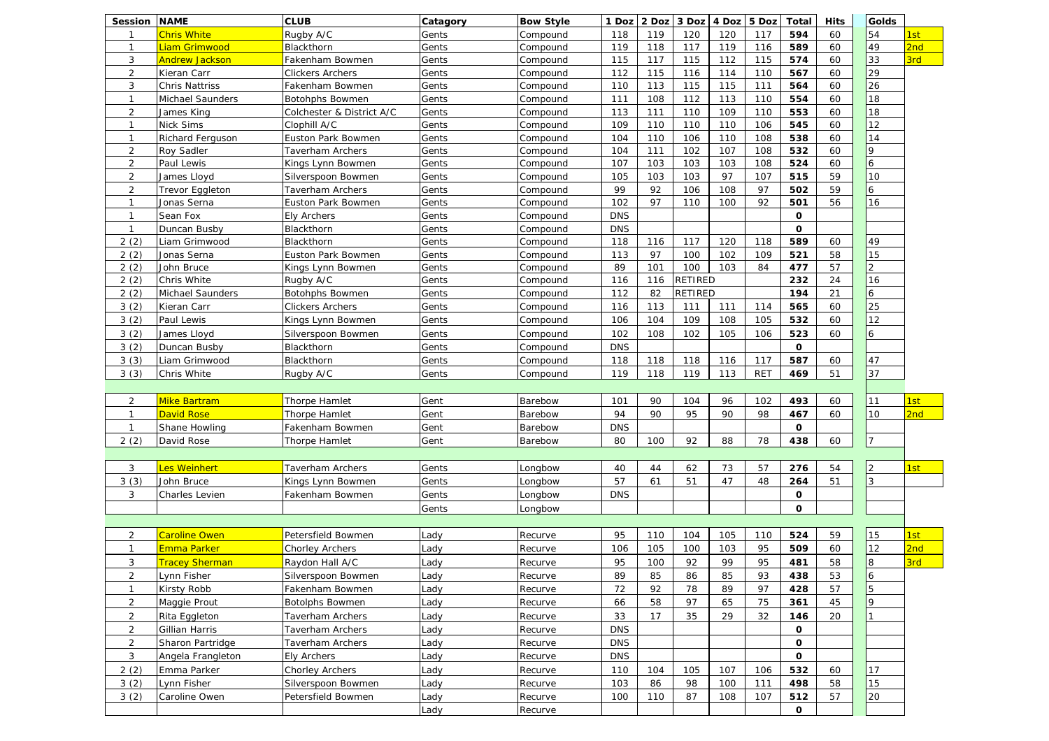| Session | NAME | CLUB | Catagory | Bow Style | 1 Doz | 2 Doz | 3 Doz | 4 Doz | 5 Doz | Total | Hits | Golds | |
|---|---|---|---|---|---|---|---|---|---|---|---|---|---|
| 1 | Chris White | Rugby A/C | Gents | Compound | 118 | 119 | 120 | 120 | 117 | **594** | 60 | 54 | 1st |
| 1 | Liam Grimwood | Blackthorn | Gents | Compound | 119 | 118 | 117 | 119 | 116 | **589** | 60 | 49 | 2nd |
| 3 | Andrew Jackson | Fakenham Bowmen | Gents | Compound | 115 | 117 | 115 | 112 | 115 | **574** | 60 | 33 | 3rd |
| 2 | Kieran Carr | Clickers Archers | Gents | Compound | 112 | 115 | 116 | 114 | 110 | **567** | 60 | 29 | |
| 3 | Chris Nattriss | Fakenham Bowmen | Gents | Compound | 110 | 113 | 115 | 115 | 111 | **564** | 60 | 26 | |
| 1 | Michael Saunders | Botohphs Bowmen | Gents | Compound | 111 | 108 | 112 | 113 | 110 | **554** | 60 | 18 | |
| 2 | James King | Colchester & District A/C | Gents | Compound | 113 | 111 | 110 | 109 | 110 | **553** | 60 | 18 | |
| 1 | Nick Sims | Clophill A/C | Gents | Compound | 109 | 110 | 110 | 110 | 106 | **545** | 60 | 12 | |
| 1 | Richard Ferguson | Euston Park Bowmen | Gents | Compound | 104 | 110 | 110 | 106 | 108 | **538** | 60 | 14 | |
| 2 | Roy Sadler | Taverham Archers | Gents | Compound | 104 | 111 | 102 | 107 | 108 | **532** | 60 | 9 | |
| 2 | Paul Lewis | Kings Lynn Bowmen | Gents | Compound | 107 | 103 | 103 | 103 | 108 | **524** | 60 | 6 | |
| 2 | James Lloyd | Silverspoon Bowmen | Gents | Compound | 105 | 103 | 103 | 97 | 107 | **515** | 59 | 10 | |
| 2 | Trevor Eggleton | Taverham Archers | Gents | Compound | 99 | 92 | 106 | 108 | 97 | **502** | 59 | 6 | |
| 1 | Jonas Serna | Euston Park Bowmen | Gents | Compound | 102 | 97 | 110 | 100 | 92 | **501** | 56 | 16 | |
| 1 | Sean Fox | Ely Archers | Gents | Compound | DNS | | | | | **0** | | | |
| 1 | Duncan Busby | Blackthorn | Gents | Compound | DNS | | | | | **0** | | | |
| 2 (2) | Liam Grimwood | Blackthorn | Gents | Compound | 118 | 116 | 117 | 120 | 118 | **589** | 60 | 49 | |
| 2 (2) | Jonas Serna | Euston Park Bowmen | Gents | Compound | 113 | 97 | 100 | 102 | 109 | **521** | 58 | 15 | |
| 2 (2) | John Bruce | Kings Lynn Bowmen | Gents | Compound | 89 | 101 | 100 | 103 | 84 | **477** | 57 | 2 | |
| 2 (2) | Chris White | Rugby A/C | Gents | Compound | 116 | 116 | RETIRED | | | **232** | 24 | 16 | |
| 2 (2) | Michael Saunders | Botohphs Bowmen | Gents | Compound | 112 | 82 | RETIRED | | | **194** | 21 | 6 | |
| 3 (2) | Kieran Carr | Clickers Archers | Gents | Compound | 116 | 113 | 111 | 111 | 114 | **565** | 60 | 25 | |
| 3 (2) | Paul Lewis | Kings Lynn Bowmen | Gents | Compound | 106 | 104 | 109 | 108 | 105 | **532** | 60 | 12 | |
| 3 (2) | James Lloyd | Silverspoon Bowmen | Gents | Compound | 102 | 108 | 102 | 105 | 106 | **523** | 60 | 6 | |
| 3 (2) | Duncan Busby | Blackthorn | Gents | Compound | DNS | | | | | **0** | | | |
| 3 (3) | Liam Grimwood | Blackthorn | Gents | Compound | 118 | 118 | 118 | 116 | 117 | **587** | 60 | 47 | |
| 3 (3) | Chris White | Rugby A/C | Gents | Compound | 119 | 118 | 119 | 113 | RET | **469** | 51 | 37 | |
| | | | | | | | | | | | | | |
| 2 | Mike Bartram | Thorpe Hamlet | Gent | Barebow | 101 | 90 | 104 | 96 | 102 | **493** | 60 | 11 | 1st |
| 1 | David Rose | Thorpe Hamlet | Gent | Barebow | 94 | 90 | 95 | 90 | 98 | **467** | 60 | 10 | 2nd |
| 1 | Shane Howling | Fakenham Bowmen | Gent | Barebow | DNS | | | | | **0** | | | |
| 2 (2) | David Rose | Thorpe Hamlet | Gent | Barebow | 80 | 100 | 92 | 88 | 78 | **438** | 60 | 7 | |
| | | | | | | | | | | | | | |
| 3 | Les Weinhert | Taverham Archers | Gents | Longbow | 40 | 44 | 62 | 73 | 57 | **276** | 54 | 2 | 1st |
| 3 (3) | John Bruce | Kings Lynn Bowmen | Gents | Longbow | 57 | 61 | 51 | 47 | 48 | **264** | 51 | 3 | |
| 3 | Charles Levien | Fakenham Bowmen | Gents | Longbow | DNS | | | | | **0** | | | |
| | | | Gents | Longbow | | | | | | **0** | | | |
| | | | | | | | | | | | | | |
| 2 | Caroline Owen | Petersfield Bowmen | Lady | Recurve | 95 | 110 | 104 | 105 | 110 | **524** | 59 | 15 | 1st |
| 1 | Emma Parker | Chorley Archers | Lady | Recurve | 106 | 105 | 100 | 103 | 95 | **509** | 60 | 12 | 2nd |
| 3 | Tracey Sherman | Raydon Hall A/C | Lady | Recurve | 95 | 100 | 92 | 99 | 95 | **481** | 58 | 8 | 3rd |
| 2 | Lynn Fisher | Silverspoon Bowmen | Lady | Recurve | 89 | 85 | 86 | 85 | 93 | **438** | 53 | 6 | |
| 1 | Kirsty Robb | Fakenham Bowmen | Lady | Recurve | 72 | 92 | 78 | 89 | 97 | **428** | 57 | 5 | |
| 2 | Maggie Prout | Botolphs Bowmen | Lady | Recurve | 66 | 58 | 97 | 65 | 75 | **361** | 45 | 9 | |
| 2 | Rita Eggleton | Taverham Archers | Lady | Recurve | 33 | 17 | 35 | 29 | 32 | **146** | 20 | 1 | |
| 2 | Gillian Harris | Taverham Archers | Lady | Recurve | DNS | | | | | **0** | | | |
| 2 | Sharon Partridge | Taverham Archers | Lady | Recurve | DNS | | | | | **0** | | | |
| 3 | Angela Frangleton | Ely Archers | Lady | Recurve | DNS | | | | | **0** | | | |
| 2 (2) | Emma Parker | Chorley Archers | Lady | Recurve | 110 | 104 | 105 | 107 | 106 | **532** | 60 | 17 | |
| 3 (2) | Lynn Fisher | Silverspoon Bowmen | Lady | Recurve | 103 | 86 | 98 | 100 | 111 | **498** | 58 | 15 | |
| 3 (2) | Caroline Owen | Petersfield Bowmen | Lady | Recurve | 100 | 110 | 87 | 108 | 107 | **512** | 57 | 20 | |
| | | | Lady | Recurve | | | | | | **0** | | | |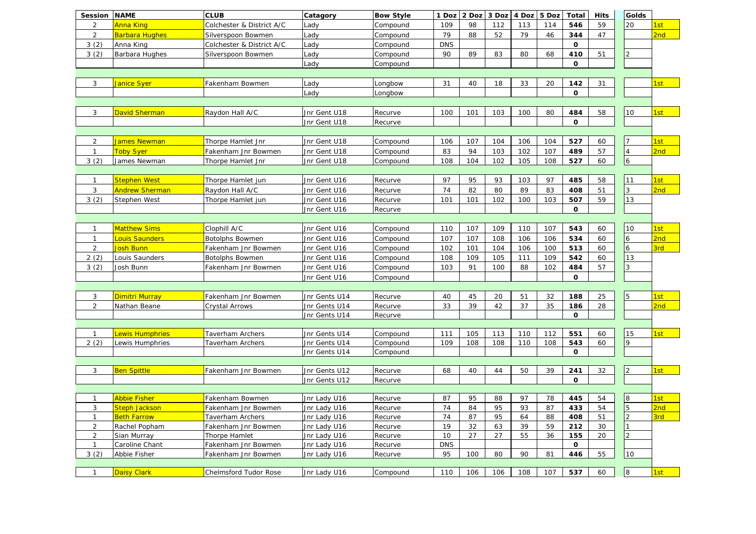| Session | NAME | CLUB | Catagory | Bow Style | 1 Doz | 2 Doz | 3 Doz | 4 Doz | 5 Doz | Total | Hits | Golds | |
|---|---|---|---|---|---|---|---|---|---|---|---|---|---|
| 2 | Anna King | Colchester & District A/C | Lady | Compound | 109 | 98 | 112 | 113 | 114 | 546 | 59 | 20 | 1st |
| 2 | Barbara Hughes | Silverspoon Bowmen | Lady | Compound | 79 | 88 | 52 | 79 | 46 | 344 | 47 | | 2nd |
| 3 (2) | Anna King | Colchester & District A/C | Lady | Compound | DNS | | | | | 0 | | | |
| 3 (2) | Barbara Hughes | Silverspoon Bowmen | Lady | Compound | 90 | 89 | 83 | 80 | 68 | 410 | 51 | 2 | |
| | | | Lady | Compound | | | | | | 0 | | | |
| | | | | | | | | | | | | | |
| 3 | Janice Syer | Fakenham Bowmen | Lady | Longbow | 31 | 40 | 18 | 33 | 20 | 142 | 31 | | 1st |
| | | | Lady | Longbow | | | | | | 0 | | | |
| | | | | | | | | | | | | | |
| 3 | David Sherman | Raydon Hall A/C | Jnr Gent U18 | Recurve | 100 | 101 | 103 | 100 | 80 | 484 | 58 | 10 | 1st |
| | | | Jnr Gent U18 | Recurve | | | | | | 0 | | | |
| | | | | | | | | | | | | | |
| 2 | James Newman | Thorpe Hamlet Jnr | Jnr Gent U18 | Compound | 106 | 107 | 104 | 106 | 104 | 527 | 60 | 7 | 1st |
| 1 | Toby Syer | Fakenham Jnr Bowmen | Jnr Gent U18 | Compound | 83 | 94 | 103 | 102 | 107 | 489 | 57 | 4 | 2nd |
| 3 (2) | James Newman | Thorpe Hamlet Jnr | Jnr Gent U18 | Compound | 108 | 104 | 102 | 105 | 108 | 527 | 60 | 6 | |
| | | | | | | | | | | | | | |
| 1 | Stephen West | Thorpe Hamlet jun | Jnr Gent U16 | Recurve | 97 | 95 | 93 | 103 | 97 | 485 | 58 | 11 | 1st |
| 3 | Andrew Sherman | Raydon Hall A/C | Jnr Gent U16 | Recurve | 74 | 82 | 80 | 89 | 83 | 408 | 51 | 3 | 2nd |
| 3 (2) | Stephen West | Thorpe Hamlet jun | Jnr Gent U16 | Recurve | 101 | 101 | 102 | 100 | 103 | 507 | 59 | 13 | |
| | | | Jnr Gent U16 | Recurve | | | | | | 0 | | | |
| | | | | | | | | | | | | | |
| 1 | Matthew Sims | Clophill A/C | Jnr Gent U16 | Compound | 110 | 107 | 109 | 110 | 107 | 543 | 60 | 10 | 1st |
| 1 | Louis Saunders | Botolphs Bowmen | Jnr Gent U16 | Compound | 107 | 107 | 108 | 106 | 106 | 534 | 60 | 6 | 2nd |
| 2 | Josh Bunn | Fakenham Jnr Bowmen | Jnr Gent U16 | Compound | 102 | 101 | 104 | 106 | 100 | 513 | 60 | 6 | 3rd |
| 2 (2) | Louis Saunders | Botolphs Bowmen | Jnr Gent U16 | Compound | 108 | 109 | 105 | 111 | 109 | 542 | 60 | 13 | |
| 3 (2) | Josh Bunn | Fakenham Jnr Bowmen | Jnr Gent U16 | Compound | 103 | 91 | 100 | 88 | 102 | 484 | 57 | 3 | |
| | | | Jnr Gent U16 | Compound | | | | | | 0 | | | |
| | | | | | | | | | | | | | |
| 3 | Dimitri Murray | Fakenham Jnr Bowmen | Jnr Gents U14 | Recurve | 40 | 45 | 20 | 51 | 32 | 188 | 25 | 5 | 1st |
| 2 | Nathan Beane | Crystal Arrows | Jnr Gents U14 | Recurve | 33 | 39 | 42 | 37 | 35 | 186 | 28 | | 2nd |
| | | | Jnr Gents U14 | Recurve | | | | | | 0 | | | |
| | | | | | | | | | | | | | |
| 1 | Lewis Humphries | Taverham Archers | Jnr Gents U14 | Compound | 111 | 105 | 113 | 110 | 112 | 551 | 60 | 15 | 1st |
| 2 (2) | Lewis Humphries | Taverham Archers | Jnr Gents U14 | Compound | 109 | 108 | 108 | 110 | 108 | 543 | 60 | 9 | |
| | | | Jnr Gents U14 | Compound | | | | | | 0 | | | |
| | | | | | | | | | | | | | |
| 3 | Ben Spittle | Fakenham Jnr Bowmen | Jnr Gents U12 | Recurve | 68 | 40 | 44 | 50 | 39 | 241 | 32 | 2 | 1st |
| | | | Jnr Gents U12 | Recurve | | | | | | 0 | | | |
| | | | | | | | | | | | | | |
| 1 | Abbie Fisher | Fakenham Bowmen | Jnr Lady U16 | Recurve | 87 | 95 | 88 | 97 | 78 | 445 | 54 | 8 | 1st |
| 3 | Steph Jackson | Fakenham Jnr Bowmen | Jnr Lady U16 | Recurve | 74 | 84 | 95 | 93 | 87 | 433 | 54 | 5 | 2nd |
| 1 | Beth Farrow | Taverham Archers | Jnr Lady U16 | Recurve | 74 | 87 | 95 | 64 | 88 | 408 | 51 | 2 | 3rd |
| 2 | Rachel Popham | Fakenham Jnr Bowmen | Jnr Lady U16 | Recurve | 19 | 32 | 63 | 39 | 59 | 212 | 30 | 1 | |
| 2 | Sian Murray | Thorpe Hamlet | Jnr Lady U16 | Recurve | 10 | 27 | 27 | 55 | 36 | 155 | 20 | 2 | |
| 1 | Caroline Chant | Fakenham Jnr Bowmen | Jnr Lady U16 | Recurve | DNS | | | | | 0 | | | |
| 3 (2) | Abbie Fisher | Fakenham Jnr Bowmen | Jnr Lady U16 | Recurve | 95 | 100 | 80 | 90 | 81 | 446 | 55 | 10 | |
| | | | | | | | | | | | | | |
| 1 | Daisy Clark | Chelmsford Tudor Rose | Jnr Lady U16 | Compound | 110 | 106 | 106 | 108 | 107 | 537 | 60 | 8 | 1st |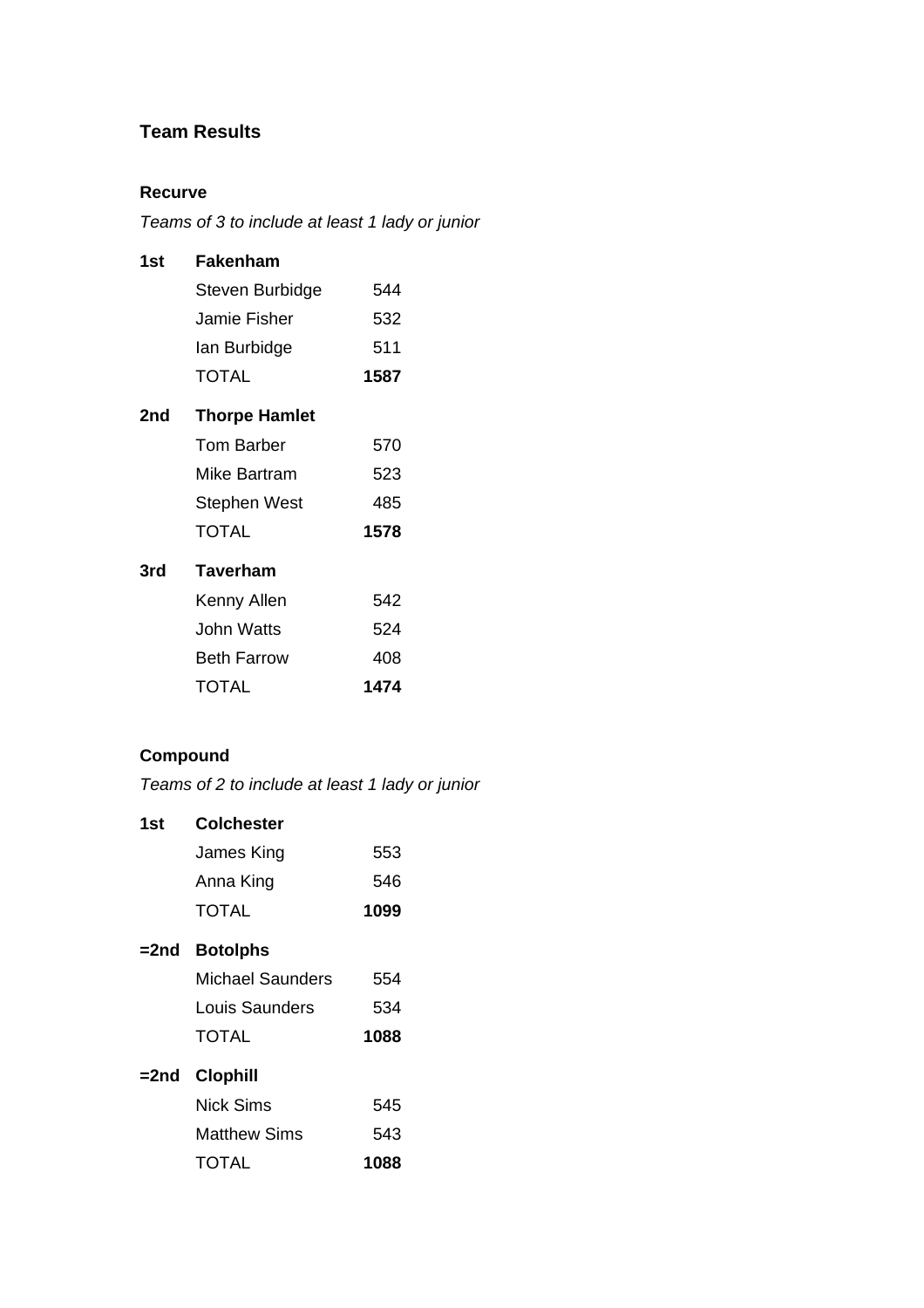## Team Results

### Recurve

*Teams of 3 to include at least 1 lady or junior*

| | | |
|---|---|---|
| **1st** | **Fakenham** | |
| | Steven Burbidge | 544 |
| | Jamie Fisher | 532 |
| | Ian Burbidge | 511 |
| | TOTAL | **1587** |
| **2nd** | **Thorpe Hamlet** | |
| | Tom Barber | 570 |
| | Mike Bartram | 523 |
| | Stephen West | 485 |
| | TOTAL | **1578** |
| **3rd** | **Taverham** | |
| | Kenny Allen | 542 |
| | John Watts | 524 |
| | Beth Farrow | 408 |
| | TOTAL | **1474** |

### Compound

*Teams of 2 to include at least 1 lady or junior*

| | | |
|---|---|---|
| **1st** | **Colchester** | |
| | James King | 553 |
| | Anna King | 546 |
| | TOTAL | **1099** |
| **=2nd** | **Botolphs** | |
| | Michael Saunders | 554 |
| | Louis Saunders | 534 |
| | TOTAL | **1088** |
| **=2nd** | **Clophill** | |
| | Nick Sims | 545 |
| | Matthew Sims | 543 |
| | TOTAL | **1088** |